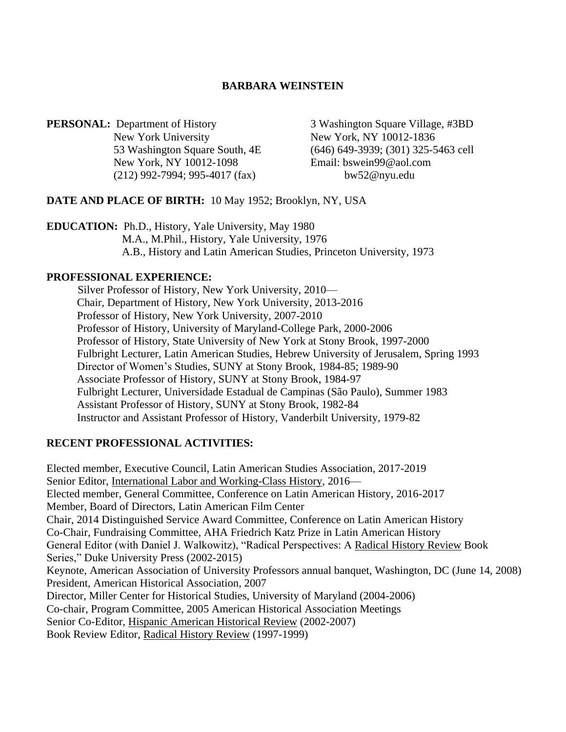# BARBARA WEINSTEIN

**PERSONAL:** Department of History
New York University
53 Washington Square South, 4E
New York, NY 10012-1098
(212) 992-7994; 995-4017 (fax)

3 Washington Square Village, #3BD
New York, NY 10012-1836
(646) 649-3939; (301) 325-5463 cell
Email: bswein99@aol.com
bw52@nyu.edu

**DATE AND PLACE OF BIRTH:** 10 May 1952; Brooklyn, NY, USA

**EDUCATION:** Ph.D., History, Yale University, May 1980
M.A., M.Phil., History, Yale University, 1976
A.B., History and Latin American Studies, Princeton University, 1973

**PROFESSIONAL EXPERIENCE:**

Silver Professor of History, New York University, 2010—
Chair, Department of History, New York University, 2013-2016
Professor of History, New York University, 2007-2010
Professor of History, University of Maryland-College Park, 2000-2006
Professor of History, State University of New York at Stony Brook, 1997-2000
Fulbright Lecturer, Latin American Studies, Hebrew University of Jerusalem, Spring 1993
Director of Women's Studies, SUNY at Stony Brook, 1984-85; 1989-90
Associate Professor of History, SUNY at Stony Brook, 1984-97
Fulbright Lecturer, Universidade Estadual de Campinas (São Paulo), Summer 1983
Assistant Professor of History, SUNY at Stony Brook, 1982-84
Instructor and Assistant Professor of History, Vanderbilt University, 1979-82

**RECENT PROFESSIONAL ACTIVITIES:**

Elected member, Executive Council, Latin American Studies Association, 2017-2019
Senior Editor, International Labor and Working-Class History, 2016—
Elected member, General Committee, Conference on Latin American History, 2016-2017
Member, Board of Directors, Latin American Film Center
Chair, 2014 Distinguished Service Award Committee, Conference on Latin American History
Co-Chair, Fundraising Committee, AHA Friedrich Katz Prize in Latin American History
General Editor (with Daniel J. Walkowitz), "Radical Perspectives: A Radical History Review Book Series," Duke University Press (2002-2015)
Keynote, American Association of University Professors annual banquet, Washington, DC (June 14, 2008)
President, American Historical Association, 2007
Director, Miller Center for Historical Studies, University of Maryland (2004-2006)
Co-chair, Program Committee, 2005 American Historical Association Meetings
Senior Co-Editor, Hispanic American Historical Review (2002-2007)
Book Review Editor, Radical History Review (1997-1999)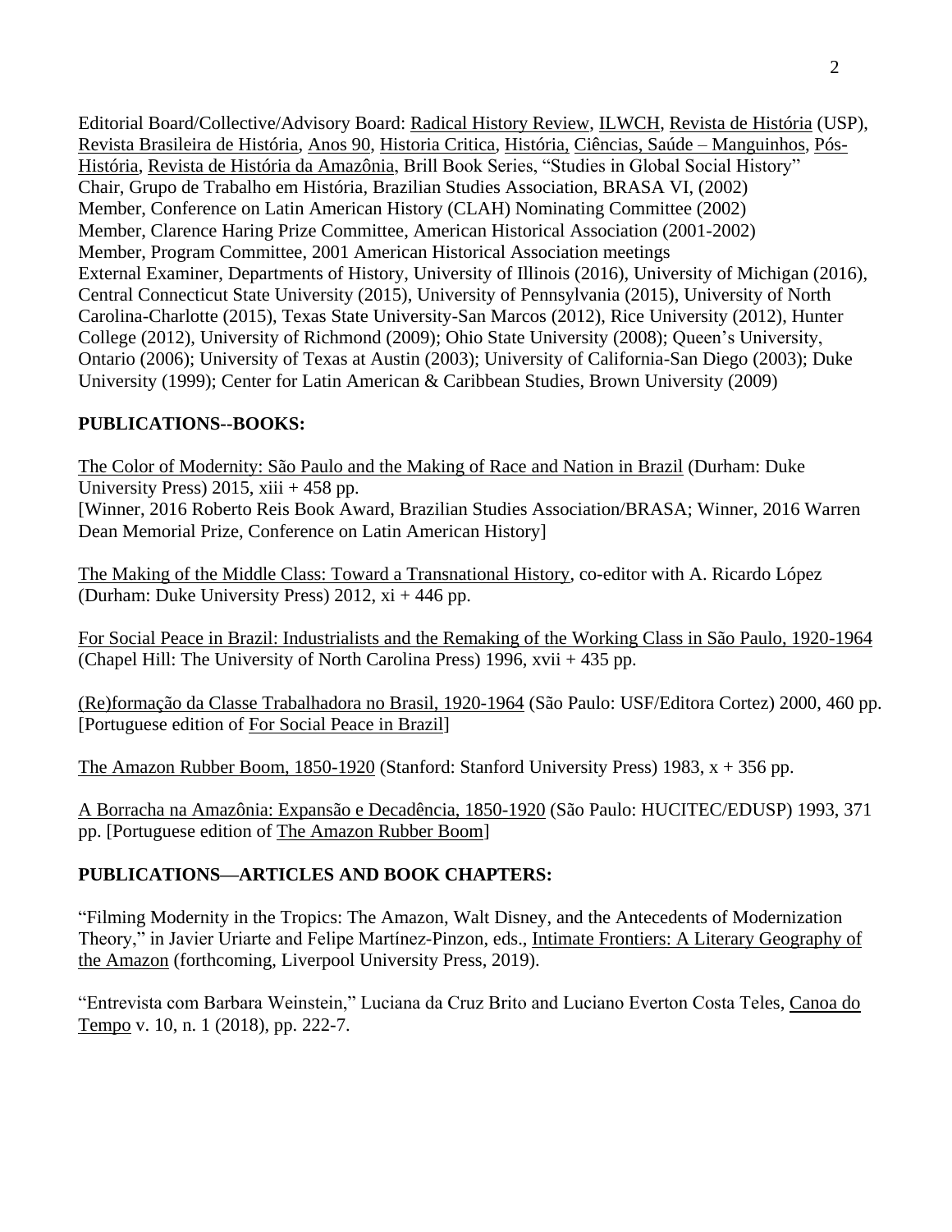Editorial Board/Collective/Advisory Board: Radical History Review, ILWCH, Revista de História (USP), Revista Brasileira de História, Anos 90, Historia Critica, História, Ciências, Saúde – Manguinhos, Pós-História, Revista de História da Amazônia, Brill Book Series, "Studies in Global Social History"
Chair, Grupo de Trabalho em História, Brazilian Studies Association, BRASA VI, (2002)
Member, Conference on Latin American History (CLAH) Nominating Committee (2002)
Member, Clarence Haring Prize Committee, American Historical Association (2001-2002)
Member, Program Committee, 2001 American Historical Association meetings
External Examiner, Departments of History, University of Illinois (2016), University of Michigan (2016), Central Connecticut State University (2015), University of Pennsylvania (2015), University of North Carolina-Charlotte (2015), Texas State University-San Marcos (2012), Rice University (2012), Hunter College (2012), University of Richmond (2009); Ohio State University (2008); Queen's University, Ontario (2006); University of Texas at Austin (2003); University of California-San Diego (2003); Duke University (1999); Center for Latin American & Caribbean Studies, Brown University (2009)

**PUBLICATIONS--BOOKS:**

The Color of Modernity: São Paulo and the Making of Race and Nation in Brazil (Durham: Duke University Press) 2015, xiii + 458 pp.
[Winner, 2016 Roberto Reis Book Award, Brazilian Studies Association/BRASA; Winner, 2016 Warren Dean Memorial Prize, Conference on Latin American History]

The Making of the Middle Class: Toward a Transnational History, co-editor with A. Ricardo López (Durham: Duke University Press) 2012, xi + 446 pp.

For Social Peace in Brazil: Industrialists and the Remaking of the Working Class in São Paulo, 1920-1964 (Chapel Hill: The University of North Carolina Press) 1996, xvii + 435 pp.

(Re)formação da Classe Trabalhadora no Brasil, 1920-1964 (São Paulo: USF/Editora Cortez) 2000, 460 pp. [Portuguese edition of For Social Peace in Brazil]

The Amazon Rubber Boom, 1850-1920 (Stanford: Stanford University Press) 1983, x + 356 pp.

A Borracha na Amazônia: Expansão e Decadência, 1850-1920 (São Paulo: HUCITEC/EDUSP) 1993, 371 pp. [Portuguese edition of The Amazon Rubber Boom]

**PUBLICATIONS—ARTICLES AND BOOK CHAPTERS:**

"Filming Modernity in the Tropics: The Amazon, Walt Disney, and the Antecedents of Modernization Theory," in Javier Uriarte and Felipe Martínez-Pinzon, eds., Intimate Frontiers: A Literary Geography of the Amazon (forthcoming, Liverpool University Press, 2019).

"Entrevista com Barbara Weinstein," Luciana da Cruz Brito and Luciano Everton Costa Teles, Canoa do Tempo v. 10, n. 1 (2018), pp. 222-7.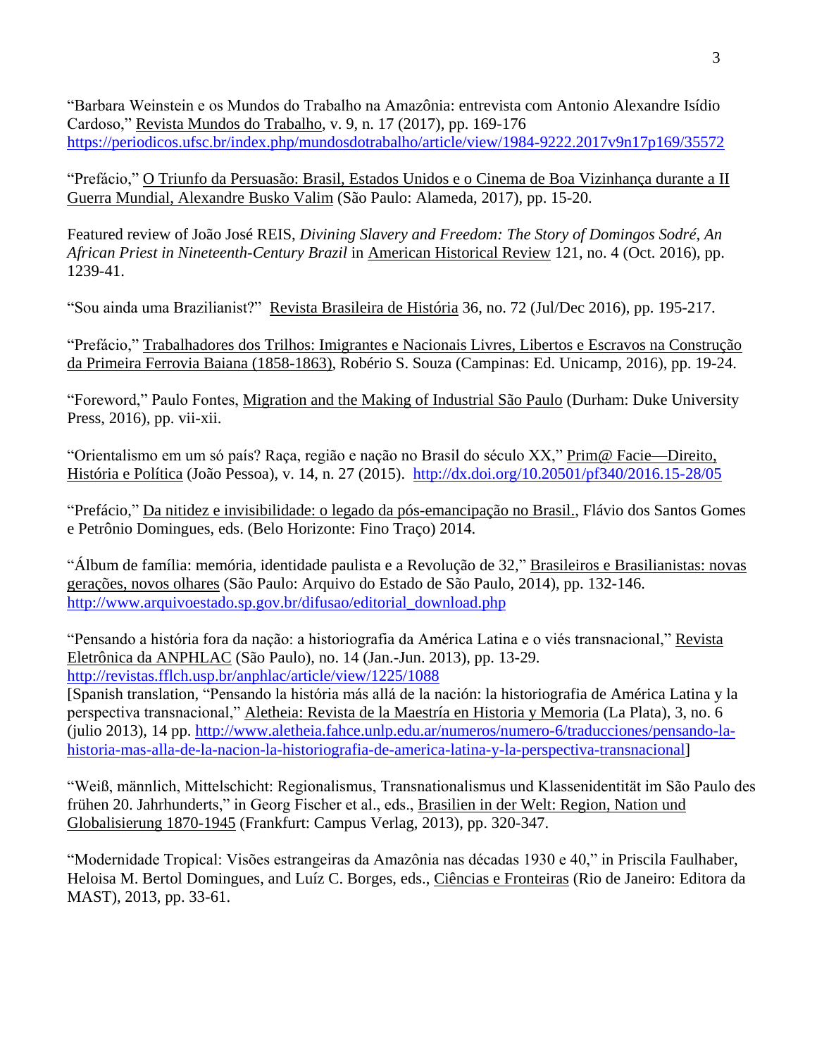"Barbara Weinstein e os Mundos do Trabalho na Amazônia: entrevista com Antonio Alexandre Isídio Cardoso," Revista Mundos do Trabalho, v. 9, n. 17 (2017), pp. 169-176 https://periodicos.ufsc.br/index.php/mundosdotrabalho/article/view/1984-9222.2017v9n17p169/35572

"Prefácio," O Triunfo da Persuasão: Brasil, Estados Unidos e o Cinema de Boa Vizinhança durante a II Guerra Mundial, Alexandre Busko Valim (São Paulo: Alameda, 2017), pp. 15-20.

Featured review of João José REIS, *Divining Slavery and Freedom: The Story of Domingos Sodré, An African Priest in Nineteenth-Century Brazil* in American Historical Review 121, no. 4 (Oct. 2016), pp. 1239-41.

"Sou ainda uma Brazilianist?" Revista Brasileira de História 36, no. 72 (Jul/Dec 2016), pp. 195-217.

"Prefácio," Trabalhadores dos Trilhos: Imigrantes e Nacionais Livres, Libertos e Escravos na Construção da Primeira Ferrovia Baiana (1858-1863), Robério S. Souza (Campinas: Ed. Unicamp, 2016), pp. 19-24.

"Foreword," Paulo Fontes, Migration and the Making of Industrial São Paulo (Durham: Duke University Press, 2016), pp. vii-xii.

"Orientalismo em um só país? Raça, região e nação no Brasil do século XX," Prim@ Facie—Direito, História e Política (João Pessoa), v. 14, n. 27 (2015). http://dx.doi.org/10.20501/pf340/2016.15-28/05

"Prefácio," Da nitidez e invisibilidade: o legado da pós-emancipação no Brasil., Flávio dos Santos Gomes e Petrônio Domingues, eds. (Belo Horizonte: Fino Traço) 2014.

"Álbum de família: memória, identidade paulista e a Revolução de 32," Brasileiros e Brasilianistas: novas gerações, novos olhares (São Paulo: Arquivo do Estado de São Paulo, 2014), pp. 132-146. http://www.arquivoestado.sp.gov.br/difusao/editorial_download.php

"Pensando a história fora da nação: a historiografia da América Latina e o viés transnacional," Revista Eletrônica da ANPHLAC (São Paulo), no. 14 (Jan.-Jun. 2013), pp. 13-29. http://revistas.fflch.usp.br/anphlac/article/view/1225/1088
[Spanish translation, "Pensando la história más allá de la nación: la historiografia de América Latina y la perspectiva transnacional," Aletheia: Revista de la Maestría en Historia y Memoria (La Plata), 3, no. 6 (julio 2013), 14 pp. http://www.aletheia.fahce.unlp.edu.ar/numeros/numero-6/traducciones/pensando-la-historia-mas-alla-de-la-nacion-la-historiografia-de-america-latina-y-la-perspectiva-transnacional]

"Weiß, männlich, Mittelschicht: Regionalismus, Transnationalismus und Klassenidentität im São Paulo des frühen 20. Jahrhunderts," in Georg Fischer et al., eds., Brasilien in der Welt: Region, Nation und Globalisierung 1870-1945 (Frankfurt: Campus Verlag, 2013), pp. 320-347.

"Modernidade Tropical: Visões estrangeiras da Amazônia nas décadas 1930 e 40," in Priscila Faulhaber, Heloisa M. Bertol Domingues, and Luíz C. Borges, eds., Ciências e Fronteiras (Rio de Janeiro: Editora da MAST), 2013, pp. 33-61.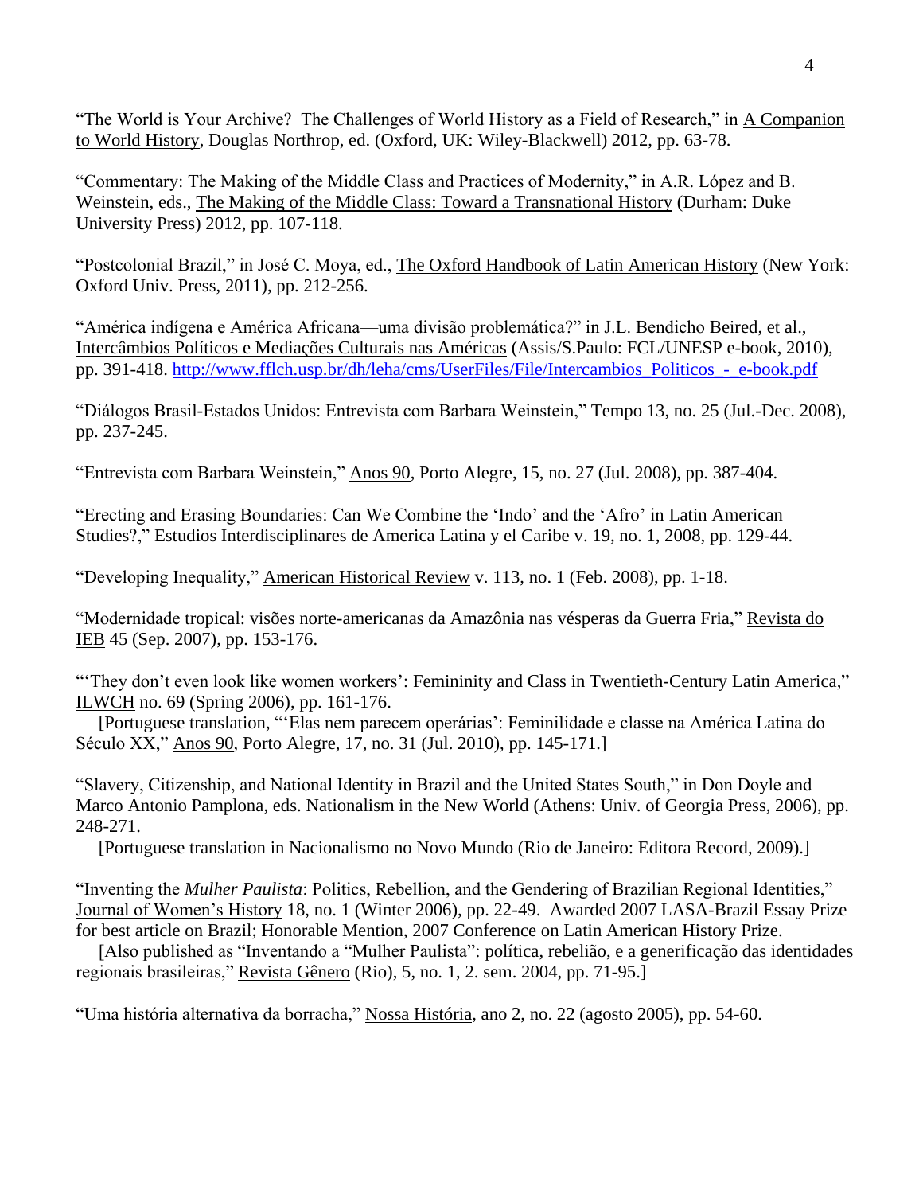"The World is Your Archive? The Challenges of World History as a Field of Research," in A Companion to World History, Douglas Northrop, ed. (Oxford, UK: Wiley-Blackwell) 2012, pp. 63-78.

"Commentary: The Making of the Middle Class and Practices of Modernity," in A.R. López and B. Weinstein, eds., The Making of the Middle Class: Toward a Transnational History (Durham: Duke University Press) 2012, pp. 107-118.

"Postcolonial Brazil," in José C. Moya, ed., The Oxford Handbook of Latin American History (New York: Oxford Univ. Press, 2011), pp. 212-256.

"América indígena e América Africana—uma divisão problemática?" in J.L. Bendicho Beired, et al., Intercâmbios Políticos e Mediações Culturais nas Américas (Assis/S.Paulo: FCL/UNESP e-book, 2010), pp. 391-418. http://www.fflch.usp.br/dh/leha/cms/UserFiles/File/Intercambios_Politicos_-_e-book.pdf

"Diálogos Brasil-Estados Unidos: Entrevista com Barbara Weinstein," Tempo 13, no. 25 (Jul.-Dec. 2008), pp. 237-245.

"Entrevista com Barbara Weinstein," Anos 90, Porto Alegre, 15, no. 27 (Jul. 2008), pp. 387-404.

"Erecting and Erasing Boundaries: Can We Combine the 'Indo' and the 'Afro' in Latin American Studies?," Estudios Interdisciplinares de America Latina y el Caribe v. 19, no. 1, 2008, pp. 129-44.

"Developing Inequality," American Historical Review v. 113, no. 1 (Feb. 2008), pp. 1-18.

"Modernidade tropical: visões norte-americanas da Amazônia nas vésperas da Guerra Fria," Revista do IEB 45 (Sep. 2007), pp. 153-176.

"'They don't even look like women workers': Femininity and Class in Twentieth-Century Latin America," ILWCH no. 69 (Spring 2006), pp. 161-176.
[Portuguese translation, "'Elas nem parecem operárias': Feminilidade e classe na América Latina do Século XX," Anos 90, Porto Alegre, 17, no. 31 (Jul. 2010), pp. 145-171.]

"Slavery, Citizenship, and National Identity in Brazil and the United States South," in Don Doyle and Marco Antonio Pamplona, eds. Nationalism in the New World (Athens: Univ. of Georgia Press, 2006), pp. 248-271.
[Portuguese translation in Nacionalismo no Novo Mundo (Rio de Janeiro: Editora Record, 2009).]

"Inventing the *Mulher Paulista*: Politics, Rebellion, and the Gendering of Brazilian Regional Identities," Journal of Women's History 18, no. 1 (Winter 2006), pp. 22-49. Awarded 2007 LASA-Brazil Essay Prize for best article on Brazil; Honorable Mention, 2007 Conference on Latin American History Prize.
[Also published as "Inventando a "Mulher Paulista": política, rebelião, e a generificação das identidades regionais brasileiras," Revista Gênero (Rio), 5, no. 1, 2. sem. 2004, pp. 71-95.]

"Uma história alternativa da borracha," Nossa História, ano 2, no. 22 (agosto 2005), pp. 54-60.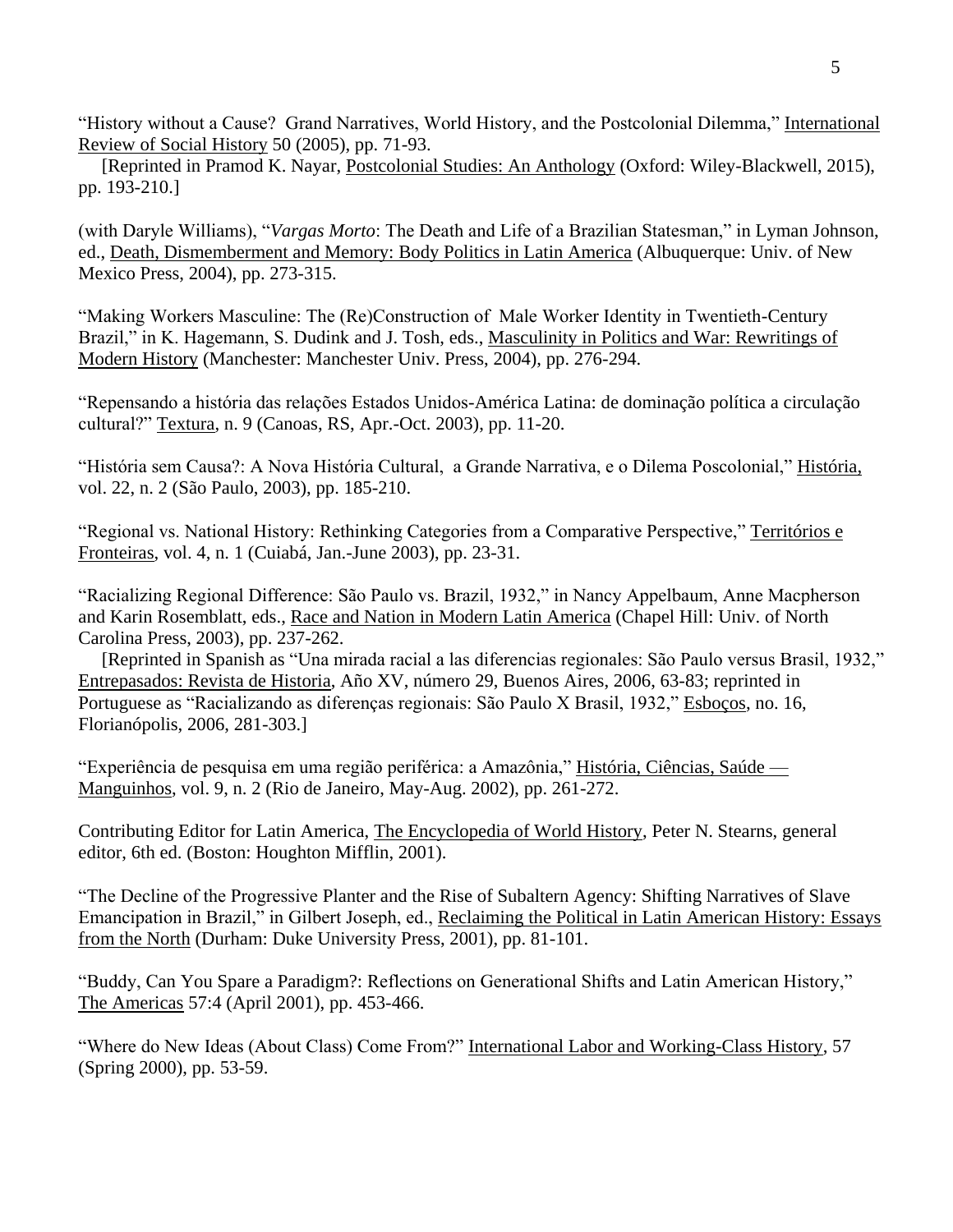"History without a Cause? Grand Narratives, World History, and the Postcolonial Dilemma," International Review of Social History 50 (2005), pp. 71-93.
[Reprinted in Pramod K. Nayar, Postcolonial Studies: An Anthology (Oxford: Wiley-Blackwell, 2015), pp. 193-210.]

(with Daryle Williams), "*Vargas Morto*: The Death and Life of a Brazilian Statesman," in Lyman Johnson, ed., Death, Dismemberment and Memory: Body Politics in Latin America (Albuquerque: Univ. of New Mexico Press, 2004), pp. 273-315.

"Making Workers Masculine: The (Re)Construction of Male Worker Identity in Twentieth-Century Brazil," in K. Hagemann, S. Dudink and J. Tosh, eds., Masculinity in Politics and War: Rewritings of Modern History (Manchester: Manchester Univ. Press, 2004), pp. 276-294.

"Repensando a história das relações Estados Unidos-América Latina: de dominação política a circulação cultural?" Textura, n. 9 (Canoas, RS, Apr.-Oct. 2003), pp. 11-20.

"História sem Causa?: A Nova História Cultural, a Grande Narrativa, e o Dilema Poscolonial," História, vol. 22, n. 2 (São Paulo, 2003), pp. 185-210.

"Regional vs. National History: Rethinking Categories from a Comparative Perspective," Territórios e Fronteiras, vol. 4, n. 1 (Cuiabá, Jan.-June 2003), pp. 23-31.

"Racializing Regional Difference: São Paulo vs. Brazil, 1932," in Nancy Appelbaum, Anne Macpherson and Karin Rosemblatt, eds., Race and Nation in Modern Latin America (Chapel Hill: Univ. of North Carolina Press, 2003), pp. 237-262.
[Reprinted in Spanish as "Una mirada racial a las diferencias regionales: São Paulo versus Brasil, 1932," Entrepasados: Revista de Historia, Año XV, número 29, Buenos Aires, 2006, 63-83; reprinted in Portuguese as "Racializando as diferenças regionais: São Paulo X Brasil, 1932," Esboços, no. 16, Florianópolis, 2006, 281-303.]

"Experiência de pesquisa em uma região periférica: a Amazônia," História, Ciências, Saúde — Manguinhos, vol. 9, n. 2 (Rio de Janeiro, May-Aug. 2002), pp. 261-272.

Contributing Editor for Latin America, The Encyclopedia of World History, Peter N. Stearns, general editor, 6th ed. (Boston: Houghton Mifflin, 2001).

"The Decline of the Progressive Planter and the Rise of Subaltern Agency: Shifting Narratives of Slave Emancipation in Brazil," in Gilbert Joseph, ed., Reclaiming the Political in Latin American History: Essays from the North (Durham: Duke University Press, 2001), pp. 81-101.

"Buddy, Can You Spare a Paradigm?: Reflections on Generational Shifts and Latin American History," The Americas 57:4 (April 2001), pp. 453-466.

"Where do New Ideas (About Class) Come From?" International Labor and Working-Class History, 57 (Spring 2000), pp. 53-59.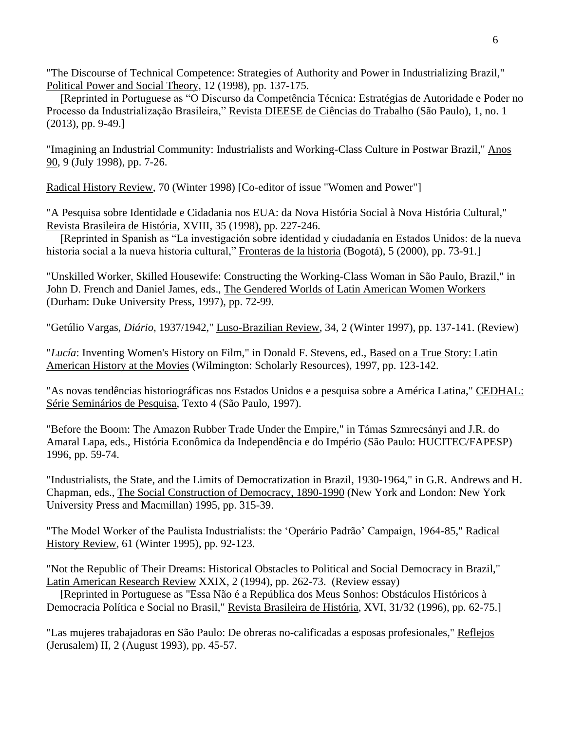"The Discourse of Technical Competence: Strategies of Authority and Power in Industrializing Brazil," Political Power and Social Theory, 12 (1998), pp. 137-175.
[Reprinted in Portuguese as "O Discurso da Competência Técnica: Estratégias de Autoridade e Poder no Processo da Industrialização Brasileira," Revista DIEESE de Ciências do Trabalho (São Paulo), 1, no. 1 (2013), pp. 9-49.]

"Imagining an Industrial Community: Industrialists and Working-Class Culture in Postwar Brazil," Anos 90, 9 (July 1998), pp. 7-26.

Radical History Review, 70 (Winter 1998) [Co-editor of issue "Women and Power"]

"A Pesquisa sobre Identidade e Cidadania nos EUA: da Nova História Social à Nova História Cultural," Revista Brasileira de História, XVIII, 35 (1998), pp. 227-246.
[Reprinted in Spanish as "La investigación sobre identidad y ciudadanía en Estados Unidos: de la nueva historia social a la nueva historia cultural," Fronteras de la historia (Bogotá), 5 (2000), pp. 73-91.]

"Unskilled Worker, Skilled Housewife: Constructing the Working-Class Woman in São Paulo, Brazil," in John D. French and Daniel James, eds., The Gendered Worlds of Latin American Women Workers (Durham: Duke University Press, 1997), pp. 72-99.

"Getúlio Vargas, *Diário*, 1937/1942," Luso-Brazilian Review, 34, 2 (Winter 1997), pp. 137-141. (Review)

"*Lucía*: Inventing Women's History on Film," in Donald F. Stevens, ed., Based on a True Story: Latin American History at the Movies (Wilmington: Scholarly Resources), 1997, pp. 123-142.

"As novas tendências historiográficas nos Estados Unidos e a pesquisa sobre a América Latina," CEDHAL: Série Seminários de Pesquisa, Texto 4 (São Paulo, 1997).

"Before the Boom: The Amazon Rubber Trade Under the Empire," in Támas Szmrecsányi and J.R. do Amaral Lapa, eds., História Econômica da Independência e do Império (São Paulo: HUCITEC/FAPESP) 1996, pp. 59-74.

"Industrialists, the State, and the Limits of Democratization in Brazil, 1930-1964," in G.R. Andrews and H. Chapman, eds., The Social Construction of Democracy, 1890-1990 (New York and London: New York University Press and Macmillan) 1995, pp. 315-39.

"The Model Worker of the Paulista Industrialists: the 'Operário Padrão' Campaign, 1964-85," Radical History Review, 61 (Winter 1995), pp. 92-123.

"Not the Republic of Their Dreams: Historical Obstacles to Political and Social Democracy in Brazil," Latin American Research Review XXIX, 2 (1994), pp. 262-73. (Review essay)
[Reprinted in Portuguese as "Essa Não é a República dos Meus Sonhos: Obstáculos Históricos à Democracia Política e Social no Brasil," Revista Brasileira de História, XVI, 31/32 (1996), pp. 62-75.]

"Las mujeres trabajadoras en São Paulo: De obreras no-calificadas a esposas profesionales," Reflejos (Jerusalem) II, 2 (August 1993), pp. 45-57.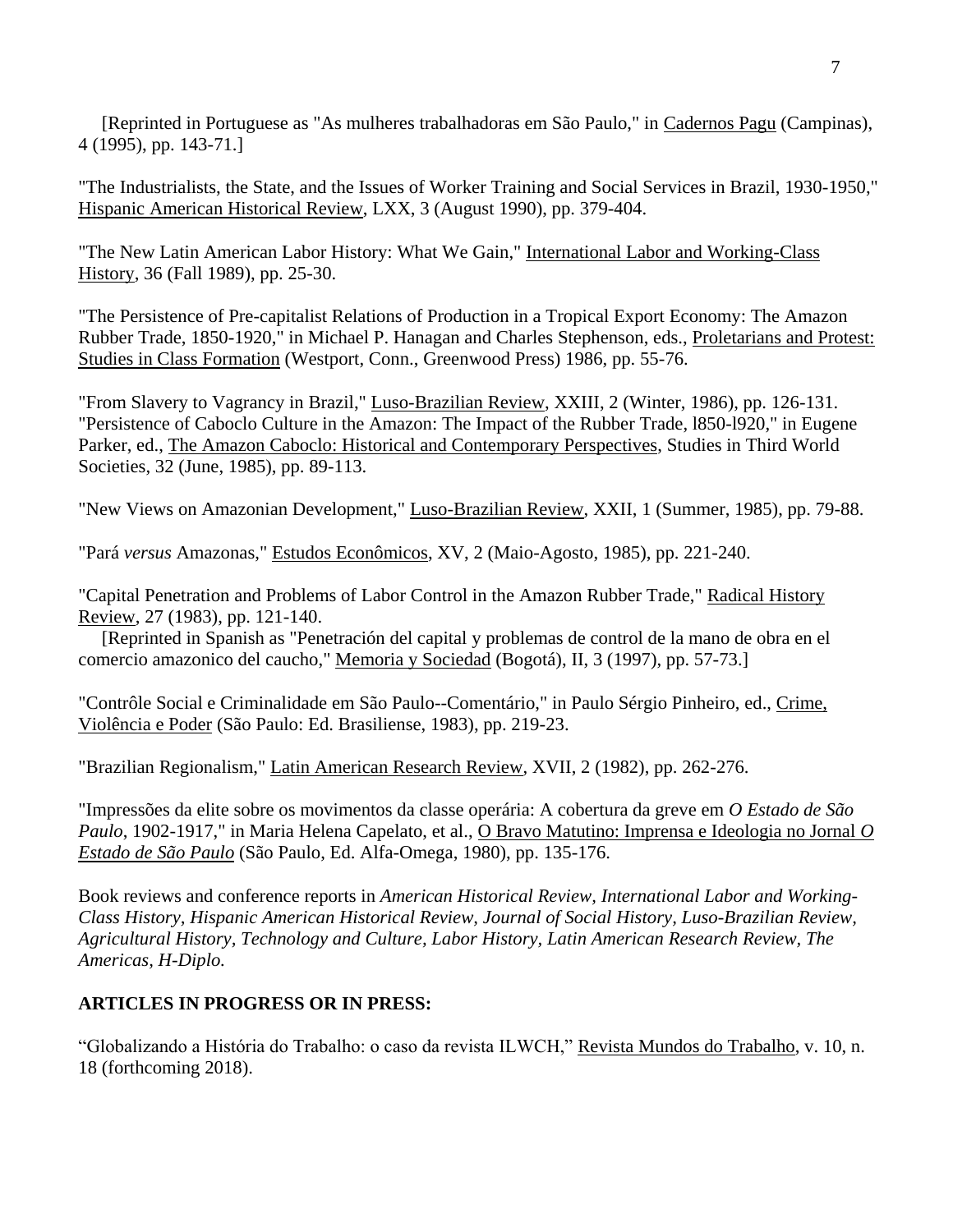[Reprinted in Portuguese as "As mulheres trabalhadoras em São Paulo," in Cadernos Pagu (Campinas), 4 (1995), pp. 143-71.]

"The Industrialists, the State, and the Issues of Worker Training and Social Services in Brazil, 1930-1950," Hispanic American Historical Review, LXX, 3 (August 1990), pp. 379-404.

"The New Latin American Labor History: What We Gain," International Labor and Working-Class History, 36 (Fall 1989), pp. 25-30.

"The Persistence of Pre-capitalist Relations of Production in a Tropical Export Economy: The Amazon Rubber Trade, 1850-1920," in Michael P. Hanagan and Charles Stephenson, eds., Proletarians and Protest: Studies in Class Formation (Westport, Conn., Greenwood Press) 1986, pp. 55-76.

"From Slavery to Vagrancy in Brazil," Luso-Brazilian Review, XXIII, 2 (Winter, 1986), pp. 126-131.
"Persistence of Caboclo Culture in the Amazon: The Impact of the Rubber Trade, l850-l920," in Eugene Parker, ed., The Amazon Caboclo: Historical and Contemporary Perspectives, Studies in Third World Societies, 32 (June, 1985), pp. 89-113.

"New Views on Amazonian Development," Luso-Brazilian Review, XXII, 1 (Summer, 1985), pp. 79-88.

"Pará *versus* Amazonas," Estudos Econômicos, XV, 2 (Maio-Agosto, 1985), pp. 221-240.

"Capital Penetration and Problems of Labor Control in the Amazon Rubber Trade," Radical History Review, 27 (1983), pp. 121-140.
[Reprinted in Spanish as "Penetración del capital y problemas de control de la mano de obra en el comercio amazonico del caucho," Memoria y Sociedad (Bogotá), II, 3 (1997), pp. 57-73.]

"Contrôle Social e Criminalidade em São Paulo--Comentário," in Paulo Sérgio Pinheiro, ed., Crime, Violência e Poder (São Paulo: Ed. Brasiliense, 1983), pp. 219-23.

"Brazilian Regionalism," Latin American Research Review, XVII, 2 (1982), pp. 262-276.

"Impressões da elite sobre os movimentos da classe operária: A cobertura da greve em *O Estado de São Paulo*, 1902-1917," in Maria Helena Capelato, et al., O Bravo Matutino: Imprensa e Ideologia no Jornal *O Estado de São Paulo* (São Paulo, Ed. Alfa-Omega, 1980), pp. 135-176.

Book reviews and conference reports in *American Historical Review, International Labor and Working-Class History, Hispanic American Historical Review, Journal of Social History, Luso-Brazilian Review, Agricultural History, Technology and Culture, Labor History, Latin American Research Review, The Americas, H-Diplo.*

**ARTICLES IN PROGRESS OR IN PRESS:**

"Globalizando a História do Trabalho: o caso da revista ILWCH," Revista Mundos do Trabalho, v. 10, n. 18 (forthcoming 2018).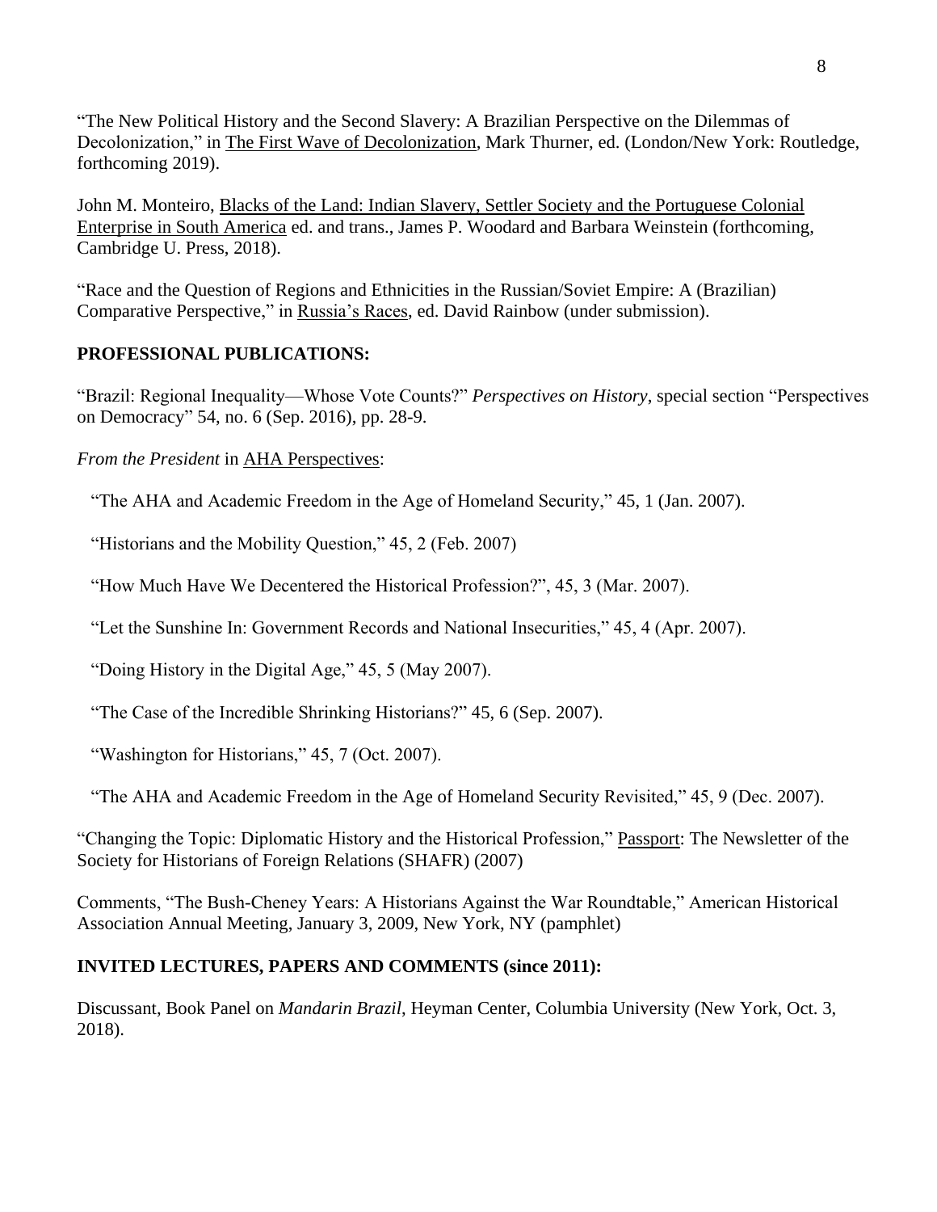"The New Political History and the Second Slavery: A Brazilian Perspective on the Dilemmas of Decolonization," in The First Wave of Decolonization, Mark Thurner, ed. (London/New York: Routledge, forthcoming 2019).

John M. Monteiro, Blacks of the Land: Indian Slavery, Settler Society and the Portuguese Colonial Enterprise in South America ed. and trans., James P. Woodard and Barbara Weinstein (forthcoming, Cambridge U. Press, 2018).

"Race and the Question of Regions and Ethnicities in the Russian/Soviet Empire: A (Brazilian) Comparative Perspective," in Russia's Races, ed. David Rainbow (under submission).

**PROFESSIONAL PUBLICATIONS:**

"Brazil: Regional Inequality—Whose Vote Counts?" *Perspectives on History*, special section "Perspectives on Democracy" 54, no. 6 (Sep. 2016), pp. 28-9.

*From the President* in AHA Perspectives:

"The AHA and Academic Freedom in the Age of Homeland Security," 45, 1 (Jan. 2007).

"Historians and the Mobility Question," 45, 2 (Feb. 2007)

"How Much Have We Decentered the Historical Profession?", 45, 3 (Mar. 2007).

"Let the Sunshine In: Government Records and National Insecurities," 45, 4 (Apr. 2007).

"Doing History in the Digital Age," 45, 5 (May 2007).

"The Case of the Incredible Shrinking Historians?" 45, 6 (Sep. 2007).

"Washington for Historians," 45, 7 (Oct. 2007).

"The AHA and Academic Freedom in the Age of Homeland Security Revisited," 45, 9 (Dec. 2007).

"Changing the Topic: Diplomatic History and the Historical Profession," Passport: The Newsletter of the Society for Historians of Foreign Relations (SHAFR) (2007)

Comments, "The Bush-Cheney Years: A Historians Against the War Roundtable," American Historical Association Annual Meeting, January 3, 2009, New York, NY (pamphlet)

**INVITED LECTURES, PAPERS AND COMMENTS (since 2011):**

Discussant, Book Panel on *Mandarin Brazil*, Heyman Center, Columbia University (New York, Oct. 3, 2018).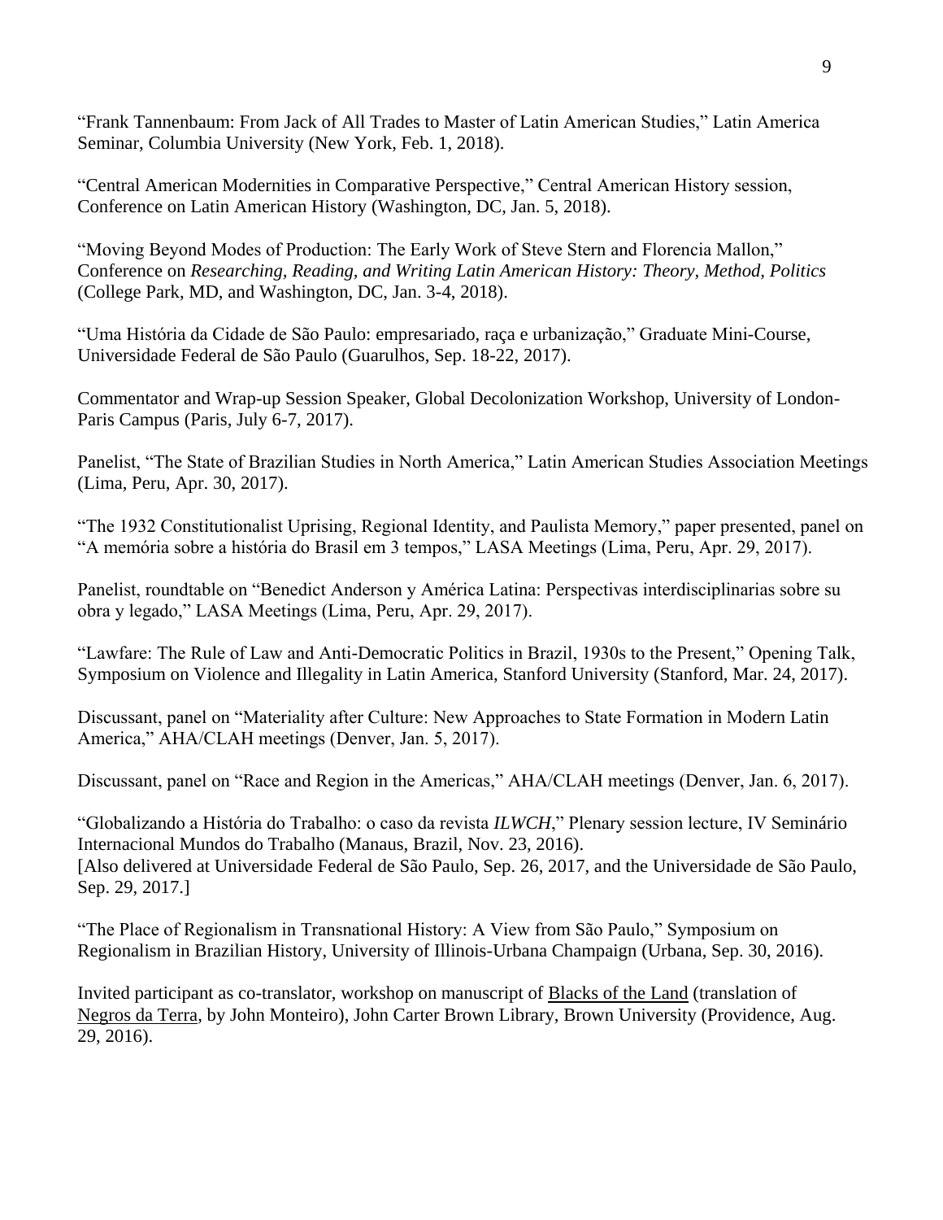"Frank Tannenbaum: From Jack of All Trades to Master of Latin American Studies," Latin America Seminar, Columbia University (New York, Feb. 1, 2018).

"Central American Modernities in Comparative Perspective," Central American History session, Conference on Latin American History (Washington, DC, Jan. 5, 2018).

"Moving Beyond Modes of Production: The Early Work of Steve Stern and Florencia Mallon," Conference on *Researching, Reading, and Writing Latin American History: Theory, Method, Politics* (College Park, MD, and Washington, DC, Jan. 3-4, 2018).

"Uma História da Cidade de São Paulo: empresariado, raça e urbanização," Graduate Mini-Course, Universidade Federal de São Paulo (Guarulhos, Sep. 18-22, 2017).

Commentator and Wrap-up Session Speaker, Global Decolonization Workshop, University of London-Paris Campus (Paris, July 6-7, 2017).

Panelist, "The State of Brazilian Studies in North America," Latin American Studies Association Meetings (Lima, Peru, Apr. 30, 2017).

"The 1932 Constitutionalist Uprising, Regional Identity, and Paulista Memory," paper presented, panel on "A memória sobre a história do Brasil em 3 tempos," LASA Meetings (Lima, Peru, Apr. 29, 2017).

Panelist, roundtable on "Benedict Anderson y América Latina: Perspectivas interdisciplinarias sobre su obra y legado," LASA Meetings (Lima, Peru, Apr. 29, 2017).

"Lawfare: The Rule of Law and Anti-Democratic Politics in Brazil, 1930s to the Present," Opening Talk, Symposium on Violence and Illegality in Latin America, Stanford University (Stanford, Mar. 24, 2017).

Discussant, panel on "Materiality after Culture: New Approaches to State Formation in Modern Latin America," AHA/CLAH meetings (Denver, Jan. 5, 2017).

Discussant, panel on "Race and Region in the Americas," AHA/CLAH meetings (Denver, Jan. 6, 2017).

"Globalizando a História do Trabalho: o caso da revista *ILWCH*," Plenary session lecture, IV Seminário Internacional Mundos do Trabalho (Manaus, Brazil, Nov. 23, 2016).
[Also delivered at Universidade Federal de São Paulo, Sep. 26, 2017, and the Universidade de São Paulo, Sep. 29, 2017.]

"The Place of Regionalism in Transnational History: A View from São Paulo," Symposium on Regionalism in Brazilian History, University of Illinois-Urbana Champaign (Urbana, Sep. 30, 2016).

Invited participant as co-translator, workshop on manuscript of <u>Blacks of the Land</u> (translation of <u>Negros da Terra</u>, by John Monteiro), John Carter Brown Library, Brown University (Providence, Aug. 29, 2016).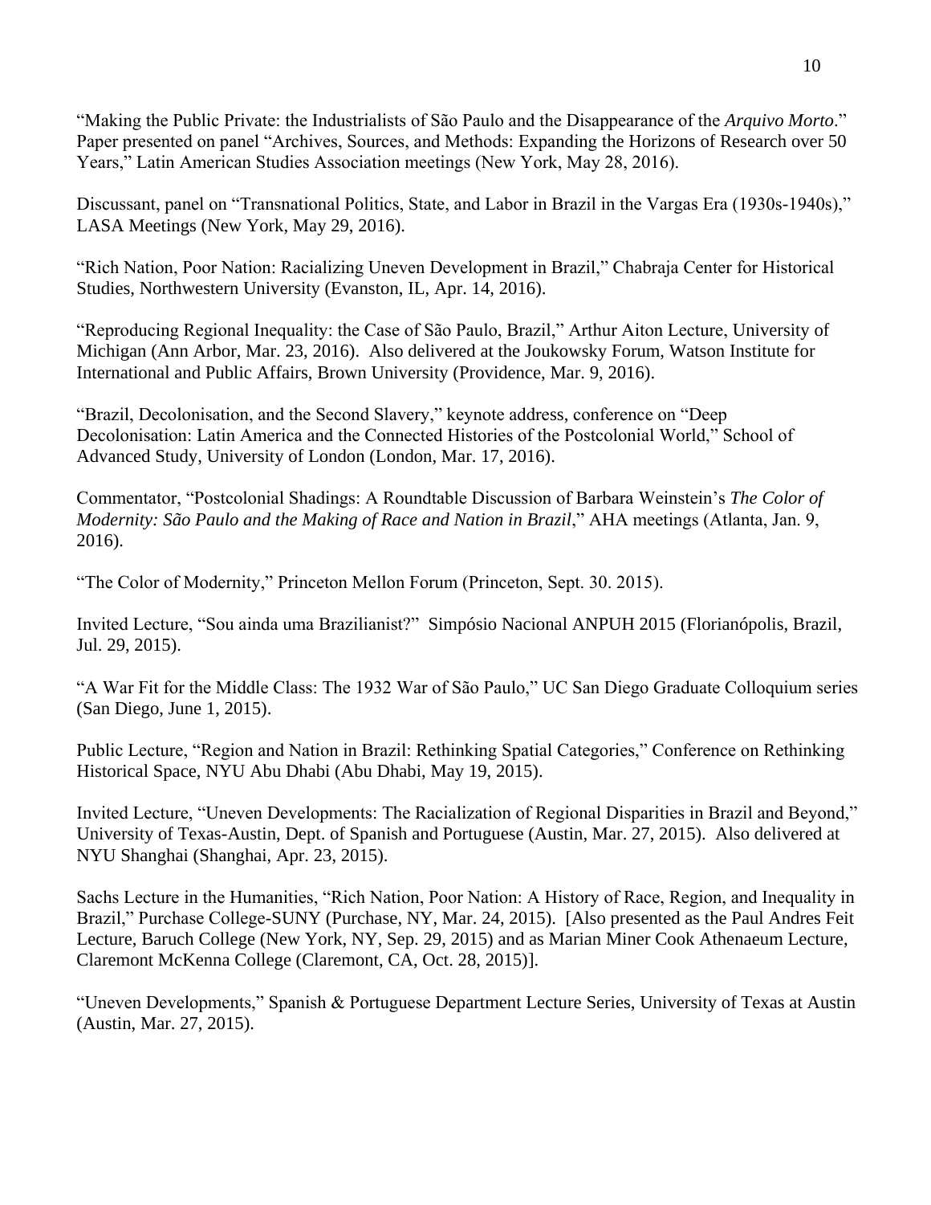"Making the Public Private: the Industrialists of São Paulo and the Disappearance of the *Arquivo Morto*." Paper presented on panel "Archives, Sources, and Methods: Expanding the Horizons of Research over 50 Years," Latin American Studies Association meetings (New York, May 28, 2016).

Discussant, panel on "Transnational Politics, State, and Labor in Brazil in the Vargas Era (1930s-1940s)," LASA Meetings (New York, May 29, 2016).

"Rich Nation, Poor Nation: Racializing Uneven Development in Brazil," Chabraja Center for Historical Studies, Northwestern University (Evanston, IL, Apr. 14, 2016).

"Reproducing Regional Inequality: the Case of São Paulo, Brazil," Arthur Aiton Lecture, University of Michigan (Ann Arbor, Mar. 23, 2016). Also delivered at the Joukowsky Forum, Watson Institute for International and Public Affairs, Brown University (Providence, Mar. 9, 2016).

"Brazil, Decolonisation, and the Second Slavery," keynote address, conference on "Deep Decolonisation: Latin America and the Connected Histories of the Postcolonial World," School of Advanced Study, University of London (London, Mar. 17, 2016).

Commentator, "Postcolonial Shadings: A Roundtable Discussion of Barbara Weinstein's *The Color of Modernity: São Paulo and the Making of Race and Nation in Brazil*," AHA meetings (Atlanta, Jan. 9, 2016).

"The Color of Modernity," Princeton Mellon Forum (Princeton, Sept. 30. 2015).

Invited Lecture, "Sou ainda uma Brazilianist?" Simpósio Nacional ANPUH 2015 (Florianópolis, Brazil, Jul. 29, 2015).

"A War Fit for the Middle Class: The 1932 War of São Paulo," UC San Diego Graduate Colloquium series (San Diego, June 1, 2015).

Public Lecture, "Region and Nation in Brazil: Rethinking Spatial Categories," Conference on Rethinking Historical Space, NYU Abu Dhabi (Abu Dhabi, May 19, 2015).

Invited Lecture, "Uneven Developments: The Racialization of Regional Disparities in Brazil and Beyond," University of Texas-Austin, Dept. of Spanish and Portuguese (Austin, Mar. 27, 2015). Also delivered at NYU Shanghai (Shanghai, Apr. 23, 2015).

Sachs Lecture in the Humanities, "Rich Nation, Poor Nation: A History of Race, Region, and Inequality in Brazil," Purchase College-SUNY (Purchase, NY, Mar. 24, 2015). [Also presented as the Paul Andres Feit Lecture, Baruch College (New York, NY, Sep. 29, 2015) and as Marian Miner Cook Athenaeum Lecture, Claremont McKenna College (Claremont, CA, Oct. 28, 2015)].

"Uneven Developments," Spanish & Portuguese Department Lecture Series, University of Texas at Austin (Austin, Mar. 27, 2015).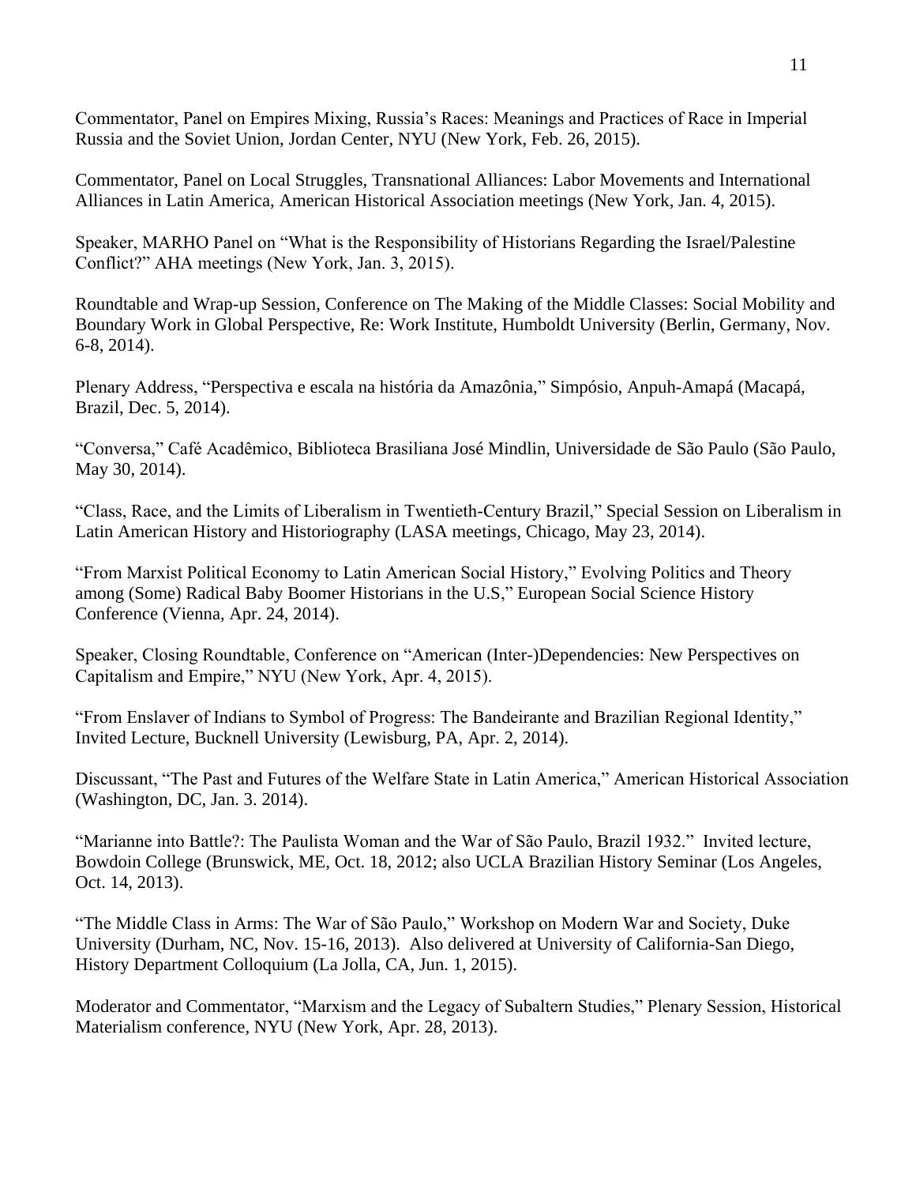Commentator, Panel on Empires Mixing, Russia's Races: Meanings and Practices of Race in Imperial Russia and the Soviet Union, Jordan Center, NYU (New York, Feb. 26, 2015).

Commentator, Panel on Local Struggles, Transnational Alliances: Labor Movements and International Alliances in Latin America, American Historical Association meetings (New York, Jan. 4, 2015).

Speaker, MARHO Panel on "What is the Responsibility of Historians Regarding the Israel/Palestine Conflict?" AHA meetings (New York, Jan. 3, 2015).

Roundtable and Wrap-up Session, Conference on The Making of the Middle Classes: Social Mobility and Boundary Work in Global Perspective, Re: Work Institute, Humboldt University (Berlin, Germany, Nov. 6-8, 2014).

Plenary Address, "Perspectiva e escala na história da Amazônia," Simpósio, Anpuh-Amapá (Macapá, Brazil, Dec. 5, 2014).

"Conversa," Café Acadêmico, Biblioteca Brasiliana José Mindlin, Universidade de São Paulo (São Paulo, May 30, 2014).

"Class, Race, and the Limits of Liberalism in Twentieth-Century Brazil," Special Session on Liberalism in Latin American History and Historiography (LASA meetings, Chicago, May 23, 2014).

"From Marxist Political Economy to Latin American Social History," Evolving Politics and Theory among (Some) Radical Baby Boomer Historians in the U.S," European Social Science History Conference (Vienna, Apr. 24, 2014).

Speaker, Closing Roundtable, Conference on "American (Inter-)Dependencies: New Perspectives on Capitalism and Empire," NYU (New York, Apr. 4, 2015).

"From Enslaver of Indians to Symbol of Progress: The Bandeirante and Brazilian Regional Identity," Invited Lecture, Bucknell University (Lewisburg, PA, Apr. 2, 2014).

Discussant, "The Past and Futures of the Welfare State in Latin America," American Historical Association (Washington, DC, Jan. 3. 2014).

"Marianne into Battle?: The Paulista Woman and the War of São Paulo, Brazil 1932." Invited lecture, Bowdoin College (Brunswick, ME, Oct. 18, 2012; also UCLA Brazilian History Seminar (Los Angeles, Oct. 14, 2013).

"The Middle Class in Arms: The War of São Paulo," Workshop on Modern War and Society, Duke University (Durham, NC, Nov. 15-16, 2013). Also delivered at University of California-San Diego, History Department Colloquium (La Jolla, CA, Jun. 1, 2015).

Moderator and Commentator, "Marxism and the Legacy of Subaltern Studies," Plenary Session, Historical Materialism conference, NYU (New York, Apr. 28, 2013).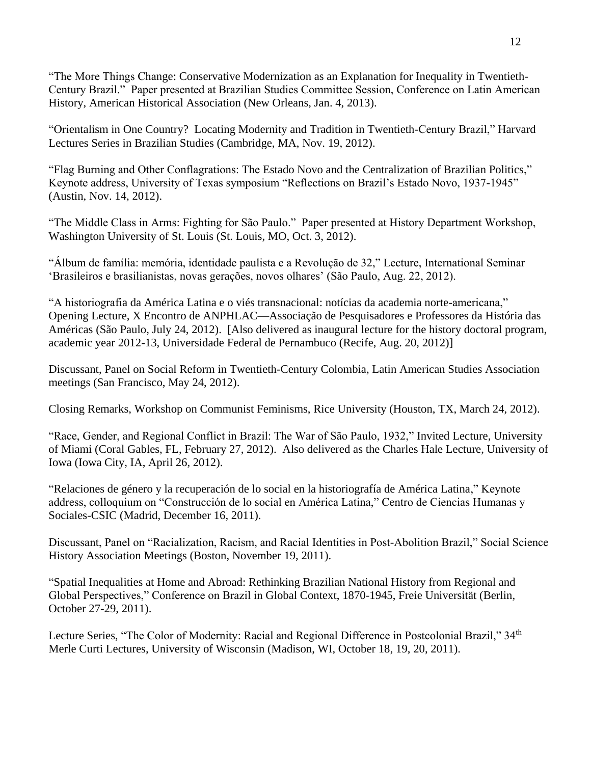"The More Things Change: Conservative Modernization as an Explanation for Inequality in Twentieth-Century Brazil." Paper presented at Brazilian Studies Committee Session, Conference on Latin American History, American Historical Association (New Orleans, Jan. 4, 2013).

"Orientalism in One Country? Locating Modernity and Tradition in Twentieth-Century Brazil," Harvard Lectures Series in Brazilian Studies (Cambridge, MA, Nov. 19, 2012).

"Flag Burning and Other Conflagrations: The Estado Novo and the Centralization of Brazilian Politics," Keynote address, University of Texas symposium "Reflections on Brazil's Estado Novo, 1937-1945" (Austin, Nov. 14, 2012).

"The Middle Class in Arms: Fighting for São Paulo." Paper presented at History Department Workshop, Washington University of St. Louis (St. Louis, MO, Oct. 3, 2012).

"Álbum de família: memória, identidade paulista e a Revolução de 32," Lecture, International Seminar 'Brasileiros e brasilianistas, novas gerações, novos olhares' (São Paulo, Aug. 22, 2012).

"A historiografia da América Latina e o viés transnacional: notícias da academia norte-americana," Opening Lecture, X Encontro de ANPHLAC—Associação de Pesquisadores e Professores da História das Américas (São Paulo, July 24, 2012). [Also delivered as inaugural lecture for the history doctoral program, academic year 2012-13, Universidade Federal de Pernambuco (Recife, Aug. 20, 2012)]

Discussant, Panel on Social Reform in Twentieth-Century Colombia, Latin American Studies Association meetings (San Francisco, May 24, 2012).

Closing Remarks, Workshop on Communist Feminisms, Rice University (Houston, TX, March 24, 2012).

"Race, Gender, and Regional Conflict in Brazil: The War of São Paulo, 1932," Invited Lecture, University of Miami (Coral Gables, FL, February 27, 2012). Also delivered as the Charles Hale Lecture, University of Iowa (Iowa City, IA, April 26, 2012).

"Relaciones de género y la recuperación de lo social en la historiografía de América Latina," Keynote address, colloquium on "Construcción de lo social en América Latina," Centro de Ciencias Humanas y Sociales-CSIC (Madrid, December 16, 2011).

Discussant, Panel on "Racialization, Racism, and Racial Identities in Post-Abolition Brazil," Social Science History Association Meetings (Boston, November 19, 2011).

"Spatial Inequalities at Home and Abroad: Rethinking Brazilian National History from Regional and Global Perspectives," Conference on Brazil in Global Context, 1870-1945, Freie Universität (Berlin, October 27-29, 2011).

Lecture Series, "The Color of Modernity: Racial and Regional Difference in Postcolonial Brazil," 34th Merle Curti Lectures, University of Wisconsin (Madison, WI, October 18, 19, 20, 2011).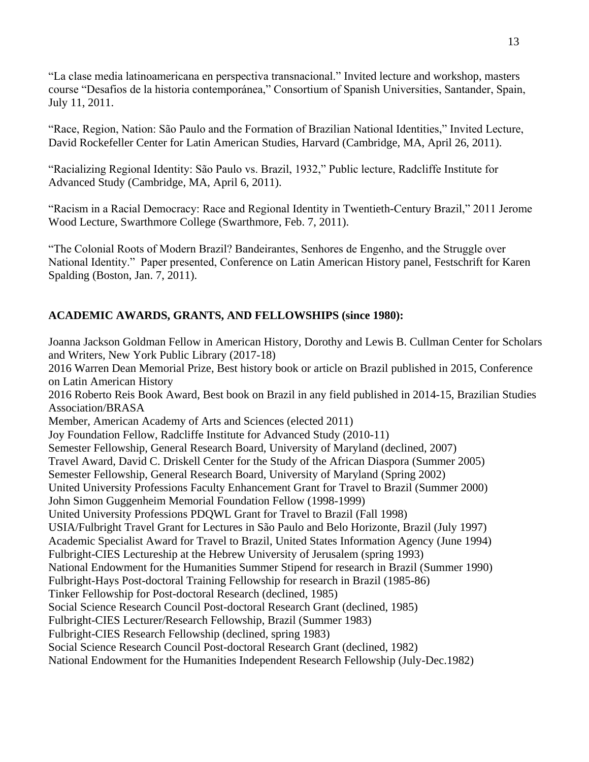"La clase media latinoamericana en perspectiva transnacional." Invited lecture and workshop, masters course "Desafíos de la historia contemporánea," Consortium of Spanish Universities, Santander, Spain, July 11, 2011.

"Race, Region, Nation: São Paulo and the Formation of Brazilian National Identities," Invited Lecture, David Rockefeller Center for Latin American Studies, Harvard (Cambridge, MA, April 26, 2011).

"Racializing Regional Identity: São Paulo vs. Brazil, 1932," Public lecture, Radcliffe Institute for Advanced Study (Cambridge, MA, April 6, 2011).

"Racism in a Racial Democracy: Race and Regional Identity in Twentieth-Century Brazil," 2011 Jerome Wood Lecture, Swarthmore College (Swarthmore, Feb. 7, 2011).

"The Colonial Roots of Modern Brazil? Bandeirantes, Senhores de Engenho, and the Struggle over National Identity." Paper presented, Conference on Latin American History panel, Festschrift for Karen Spalding (Boston, Jan. 7, 2011).

**ACADEMIC AWARDS, GRANTS, AND FELLOWSHIPS (since 1980):**

Joanna Jackson Goldman Fellow in American History, Dorothy and Lewis B. Cullman Center for Scholars and Writers, New York Public Library (2017-18)
2016 Warren Dean Memorial Prize, Best history book or article on Brazil published in 2015, Conference on Latin American History
2016 Roberto Reis Book Award, Best book on Brazil in any field published in 2014-15, Brazilian Studies Association/BRASA
Member, American Academy of Arts and Sciences (elected 2011)
Joy Foundation Fellow, Radcliffe Institute for Advanced Study (2010-11)
Semester Fellowship, General Research Board, University of Maryland (declined, 2007)
Travel Award, David C. Driskell Center for the Study of the African Diaspora (Summer 2005)
Semester Fellowship, General Research Board, University of Maryland (Spring 2002)
United University Professions Faculty Enhancement Grant for Travel to Brazil (Summer 2000)
John Simon Guggenheim Memorial Foundation Fellow (1998-1999)
United University Professions PDQWL Grant for Travel to Brazil (Fall 1998)
USIA/Fulbright Travel Grant for Lectures in São Paulo and Belo Horizonte, Brazil (July 1997)
Academic Specialist Award for Travel to Brazil, United States Information Agency (June 1994)
Fulbright-CIES Lectureship at the Hebrew University of Jerusalem (spring 1993)
National Endowment for the Humanities Summer Stipend for research in Brazil (Summer 1990)
Fulbright-Hays Post-doctoral Training Fellowship for research in Brazil (1985-86)
Tinker Fellowship for Post-doctoral Research (declined, 1985)
Social Science Research Council Post-doctoral Research Grant (declined, 1985)
Fulbright-CIES Lecturer/Research Fellowship, Brazil (Summer 1983)
Fulbright-CIES Research Fellowship (declined, spring 1983)
Social Science Research Council Post-doctoral Research Grant (declined, 1982)
National Endowment for the Humanities Independent Research Fellowship (July-Dec.1982)